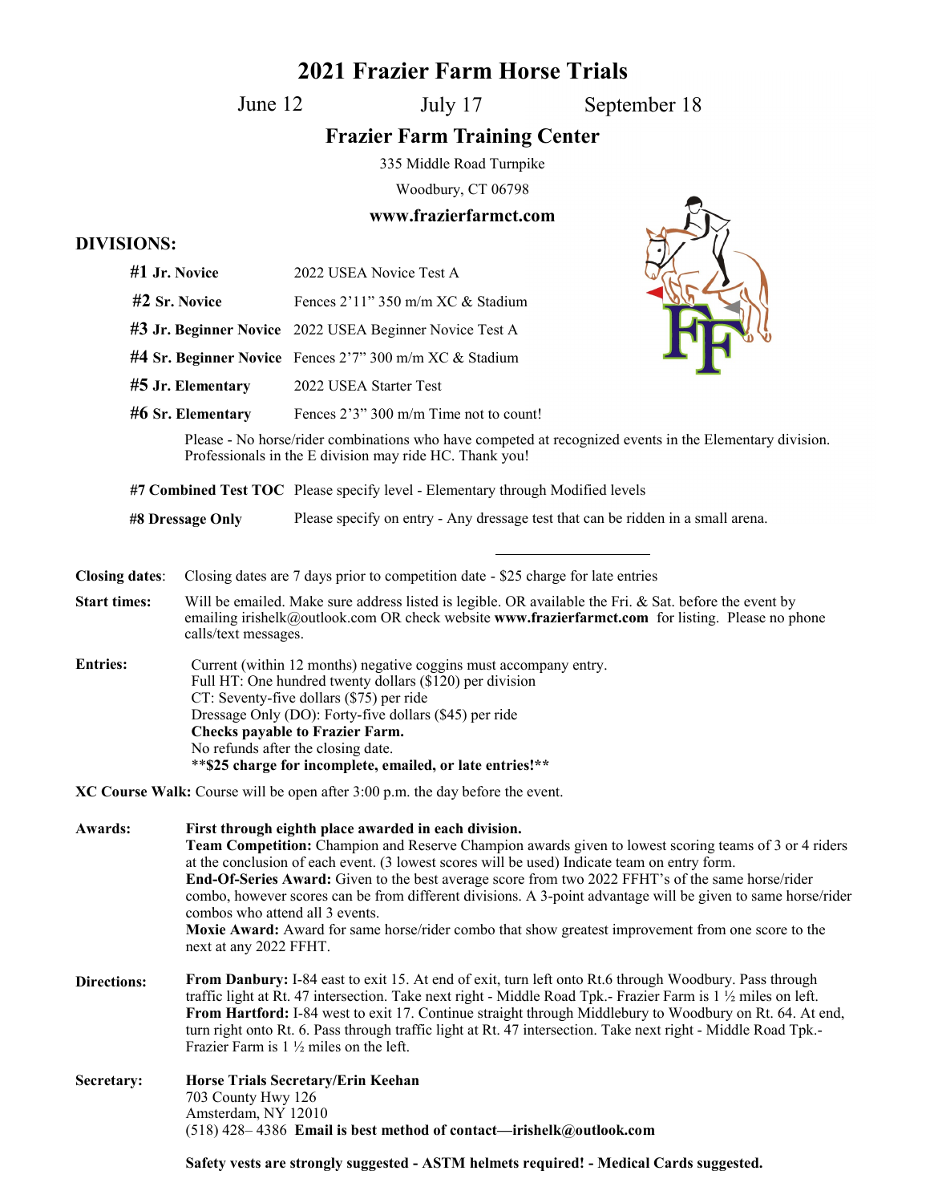# 2021 Frazier Farm Horse Trials

June 12 July 17 September 18

## Frazier Farm Training Center

335 Middle Road Turnpike

Woodbury, CT 06798

**www.frazierfarmct.com**

## DIVISIONS:

| | |
|---|---|
| **#1 Jr. Novice** | 2022 USEA Novice Test A |
| **#2 Sr. Novice** | Fences 2'11" 350 m/m XC & Stadium |
| **#3 Jr. Beginner Novice** | 2022 USEA Beginner Novice Test A |
| **#4 Sr. Beginner Novice** | Fences 2'7" 300 m/m XC & Stadium |
| **#5 Jr. Elementary** | 2022 USEA Starter Test |
| **#6 Sr. Elementary** | Fences 2'3" 300 m/m Time not to count! |

Please - No horse/rider combinations who have competed at recognized events in the Elementary division. Professionals in the E division may ride HC. Thank you!

| | |
|---|---|
| **#7 Combined Test TOC** | Please specify level - Elementary through Modified levels |
| **#8 Dressage Only** | Please specify on entry - Any dressage test that can be ridden in a small arena. |

**Closing dates**: Closing dates are 7 days prior to competition date - $25 charge for late entries

**Start times:** Will be emailed. Make sure address listed is legible. OR available the Fri. & Sat. before the event by emailing irishelk@outlook.com OR check website **www.frazierfarmct.com** for listing. Please no phone calls/text messages.

**Entries:** Current (within 12 months) negative coggins must accompany entry.
Full HT: One hundred twenty dollars ($120) per division
CT: Seventy-five dollars ($75) per ride
Dressage Only (DO): Forty-five dollars ($45) per ride
**Checks payable to Frazier Farm.**
No refunds after the closing date.
****$25 charge for incomplete, emailed, or late entries!****

**XC Course Walk:** Course will be open after 3:00 p.m. the day before the event.

**Awards:** **First through eighth place awarded in each division.**
**Team Competition:** Champion and Reserve Champion awards given to lowest scoring teams of 3 or 4 riders at the conclusion of each event. (3 lowest scores will be used) Indicate team on entry form.
**End-Of-Series Award:** Given to the best average score from two 2022 FFHT's of the same horse/rider combo, however scores can be from different divisions. A 3-point advantage will be given to same horse/rider combos who attend all 3 events.
**Moxie Award:** Award for same horse/rider combo that show greatest improvement from one score to the next at any 2022 FFHT.

**Directions:** **From Danbury:** I-84 east to exit 15. At end of exit, turn left onto Rt.6 through Woodbury. Pass through traffic light at Rt. 47 intersection. Take next right - Middle Road Tpk.- Frazier Farm is 1 ½ miles on left.
**From Hartford:** I-84 west to exit 17. Continue straight through Middlebury to Woodbury on Rt. 64. At end, turn right onto Rt. 6. Pass through traffic light at Rt. 47 intersection. Take next right - Middle Road Tpk.- Frazier Farm is 1 ½ miles on the left.

**Secretary:** **Horse Trials Secretary/Erin Keehan**
703 County Hwy 126
Amsterdam, NY 12010
(518) 428– 4386 **Email is best method of contact—irishelk@outlook.com**

**Safety vests are strongly suggested - ASTM helmets required! - Medical Cards suggested.**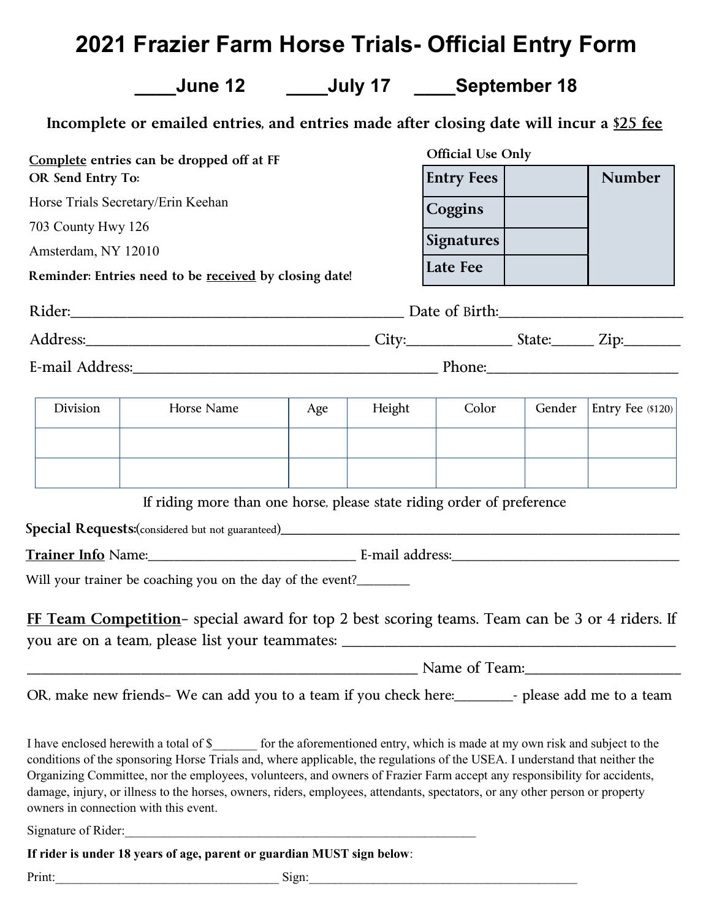# 2021 Frazier Farm Horse Trials- Official Entry Form

## ____June 12 ____July 17 ____September 18

**Incomplete or emailed entries, and entries made after closing date will incur a <u>$25 fee</u>**

**<u>Complete</u> entries can be dropped off at FF**
**OR Send Entry To:**

Horse Trials Secretary/Erin Keehan

703 County Hwy 126

Amsterdam, NY 12010

**Reminder: Entries need to be <u>received</u> by closing date!**

**Official Use Only**

| | | |
|---|---|---|
| **Entry Fees** | | **Number** |
| **Coggins** | | |
| **Signatures** | | |
| **Late Fee** | | |

Rider:____________________________________________ Date of Birth:________________________

Address:_____________________________________ City:______________ State:_____ Zip:_______

E-mail Address:________________________________________ Phone:_________________________

| Division | Horse Name | Age | Height | Color | Gender | Entry Fee ($120) |
|---|---|---|---|---|---|---|
| | | | | | | |
| | | | | | | |

If riding more than one horse, please state riding order of preference

**Special Requests:**(considered but not guaranteed)_______________________________________________

**<u>Trainer Info</u>** Name:______________________________ E-mail address:________________________________

Will your trainer be coaching you on the day of the event?________

**<u>FF Team Competition</u>**– special award for top 2 best scoring teams. Team can be 3 or 4 riders. If you are on a team, please list your teammates: ____________________________________________

_____________________________________________________ Name of Team:____________________

OR, make new friends– We can add you to a team if you check here:________- please add me to a team

I have enclosed herewith a total of $_______ for the aforementioned entry, which is made at my own risk and subject to the conditions of the sponsoring Horse Trials and, where applicable, the regulations of the USEA. I understand that neither the Organizing Committee, nor the employees, volunteers, and owners of Frazier Farm accept any responsibility for accidents, damage, injury, or illness to the horses, owners, riders, employees, attendants, spectators, or any other person or property owners in connection with this event.

Signature of Rider:_________________________________________________________

**If rider is under 18 years of age, parent or guardian MUST sign below**:

Print:___________________________________ Sign:__________________________________________